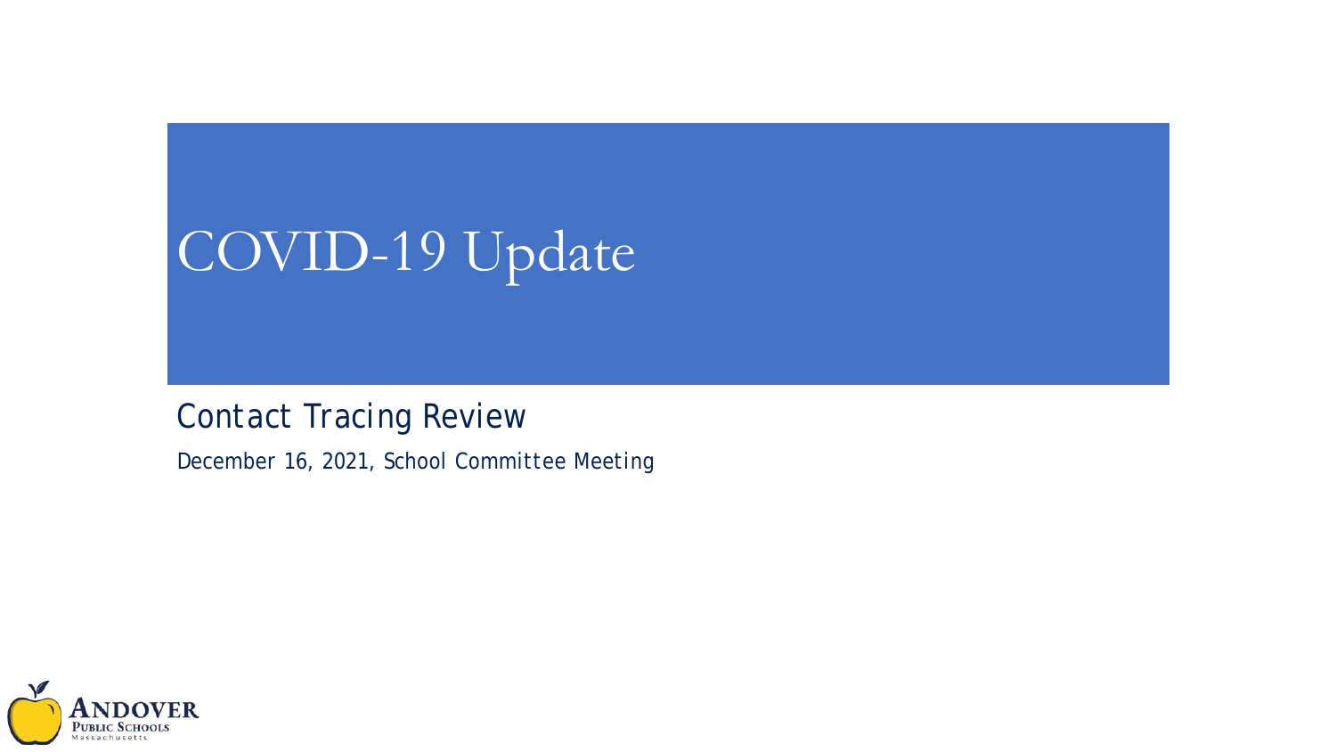# COVID-19 Update

## Contact Tracing Review

December 16, 2021, School Committee Meeting

Andover Public Schools
Massachusetts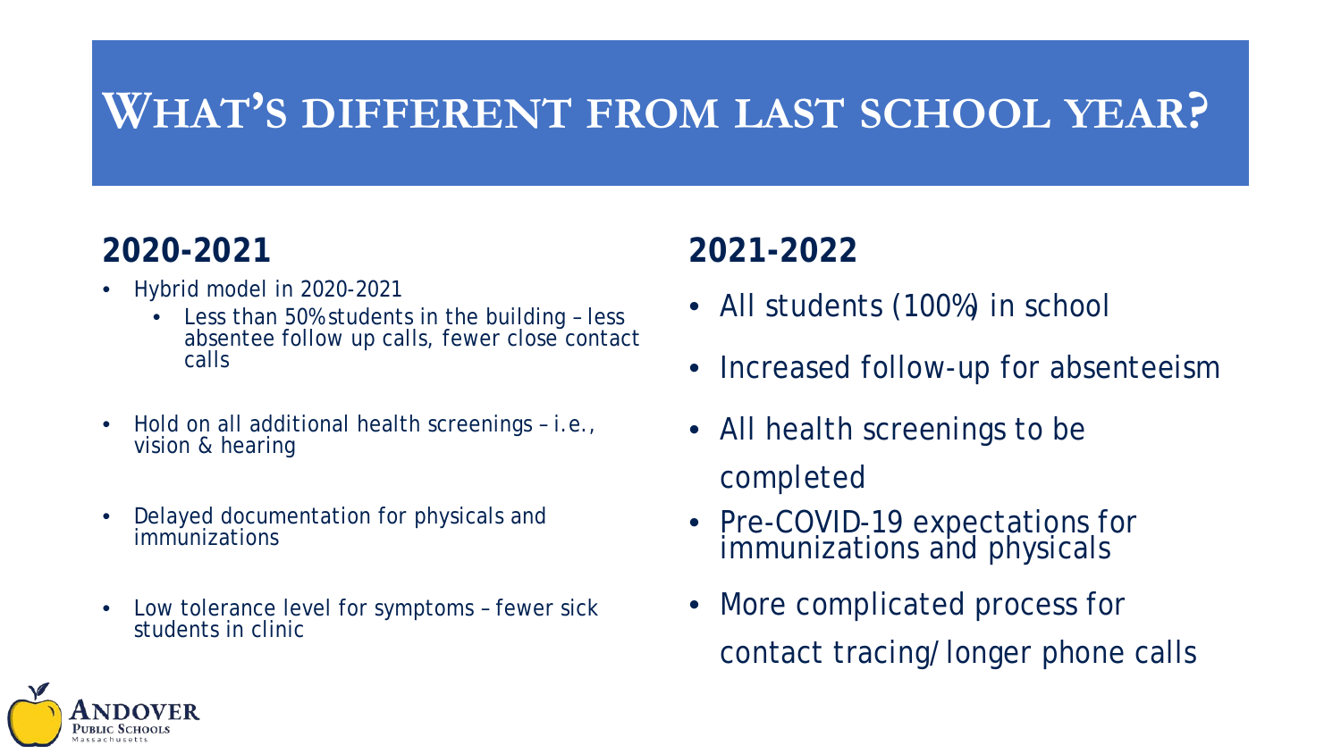# WHAT'S DIFFERENT FROM LAST SCHOOL YEAR?

## 2020-2021

- Hybrid model in 2020-2021
  - Less than 50% students in the building – less absentee follow up calls, fewer close contact calls
- Hold on all additional health screenings – i.e., vision & hearing
- Delayed documentation for physicals and immunizations
- Low tolerance level for symptoms – fewer sick students in clinic

## 2021-2022

- All students (100%) in school
- Increased follow-up for absenteeism
- All health screenings to be completed
- Pre-COVID-19 expectations for immunizations and physicals
- More complicated process for contact tracing/longer phone calls

ANDOVER PUBLIC SCHOOLS Massachusetts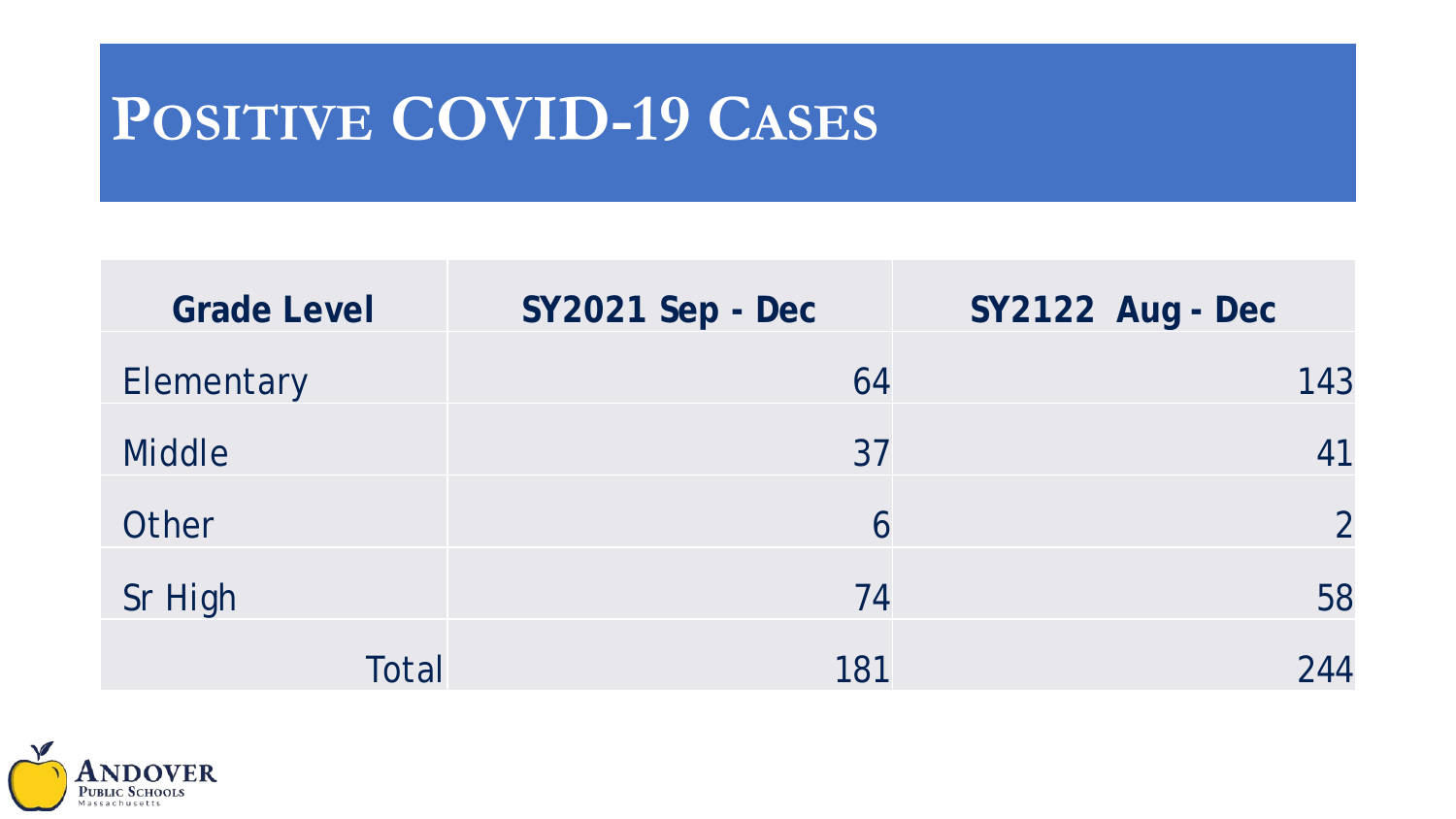# Positive COVID-19 Cases

| Grade Level | SY2021 Sep - Dec | SY2122 Aug - Dec |
|---|---|---|
| Elementary | 64 | 143 |
| Middle | 37 | 41 |
| Other | 6 | 2 |
| Sr High | 74 | 58 |
| Total | 181 | 244 |

Andover Public Schools
Massachusetts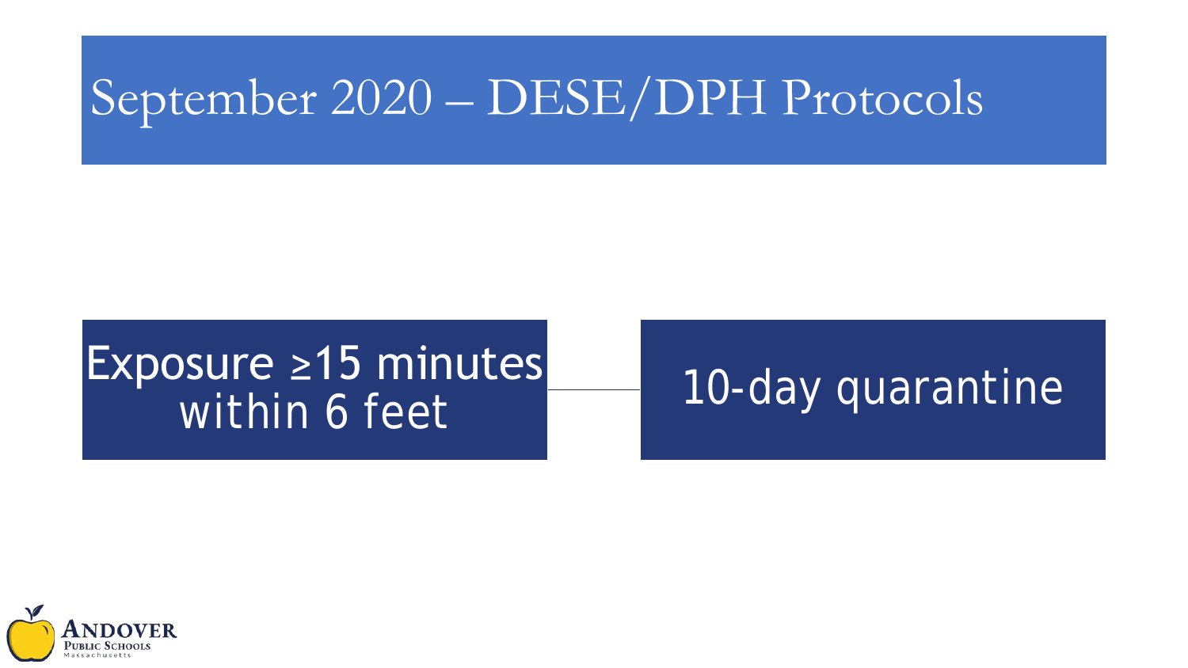# September 2020 – DESE/DPH Protocols

Exposure $\geq$15 minutes within 6 feet

10-day quarantine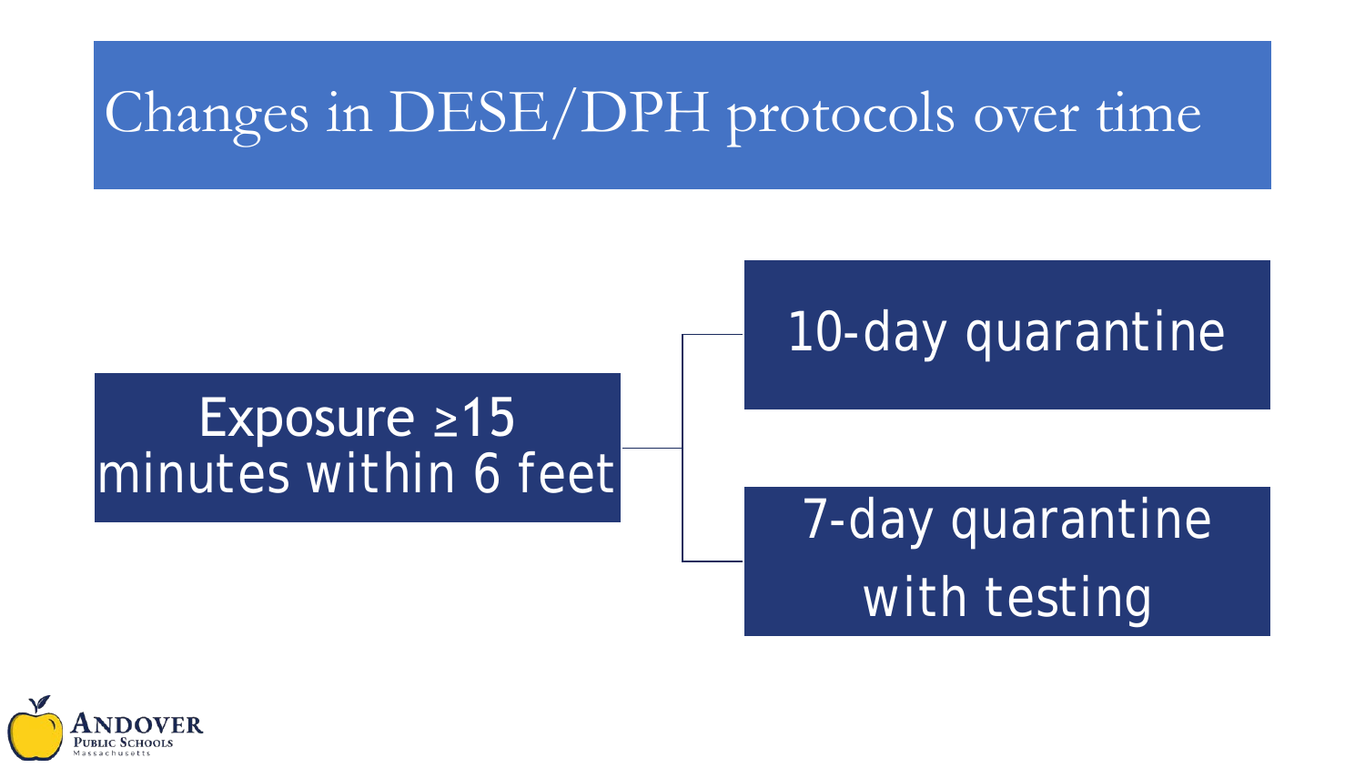# Changes in DESE/DPH protocols over time

Exposure ≥15 minutes within 6 feet

- 10-day quarantine
- 7-day quarantine with testing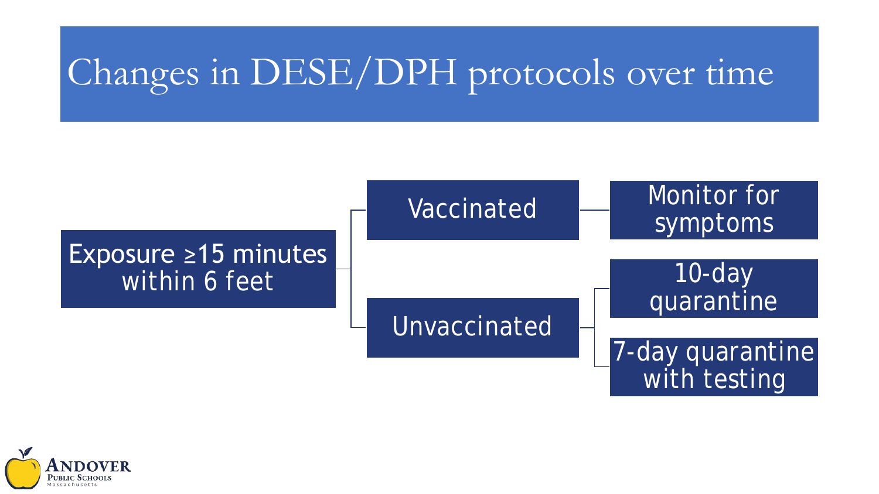# Changes in DESE/DPH protocols over time

- Exposure ≥15 minutes within 6 feet
  - Vaccinated
    - Monitor for symptoms
  - Unvaccinated
    - 10-day quarantine
    - 7-day quarantine with testing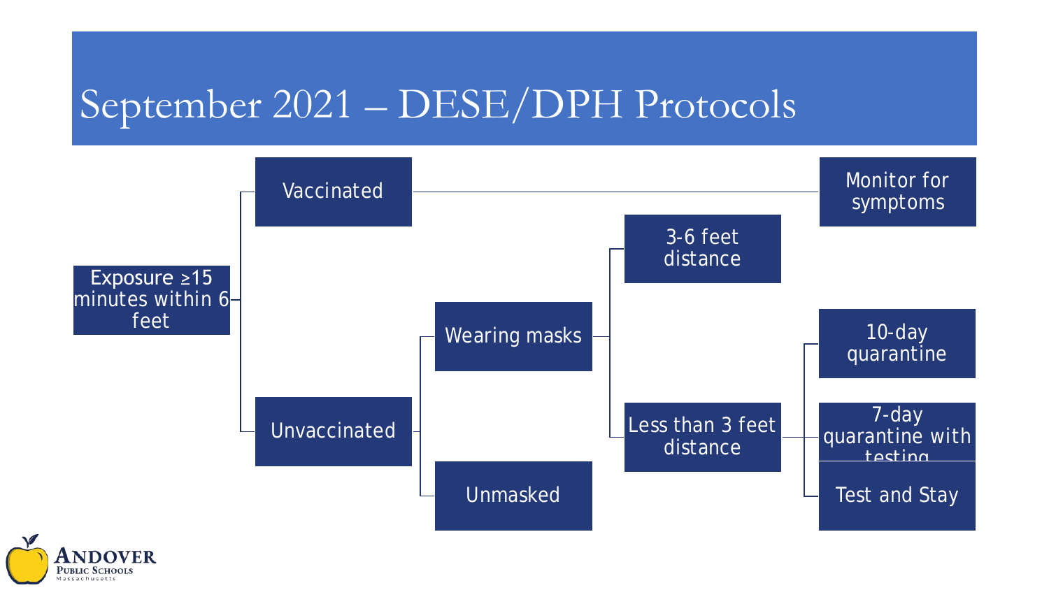# September 2021 – DESE/DPH Protocols

- Exposure ≥15 minutes within 6 feet
  - Vaccinated
    - Monitor for symptoms
  - Unvaccinated
    - Wearing masks
      - 3-6 feet distance
      - Less than 3 feet distance
        - 10-day quarantine
        - 7-day quarantine with testing
        - Test and Stay
    - Unmasked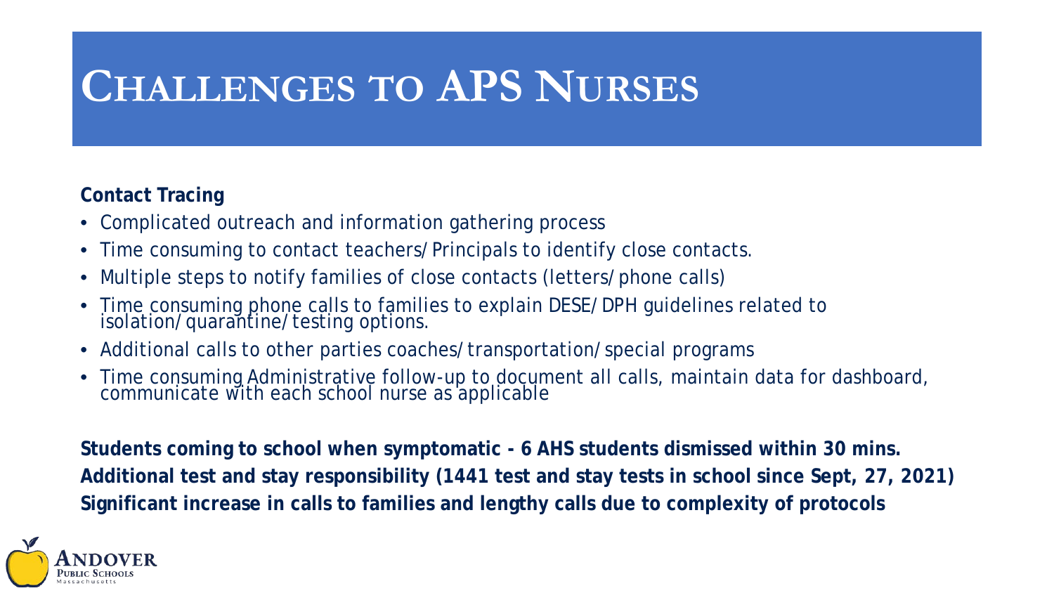# Challenges to APS Nurses

**Contact Tracing**

- Complicated outreach and information gathering process
- Time consuming to contact teachers/Principals to identify close contacts.
- Multiple steps to notify families of close contacts (letters/phone calls)
- Time consuming phone calls to families to explain DESE/DPH guidelines related to isolation/quarantine/testing options.
- Additional calls to other parties coaches/transportation/special programs
- Time consuming Administrative follow-up to document all calls, maintain data for dashboard, communicate with each school nurse as applicable

**Students coming to school when symptomatic - 6 AHS students dismissed within 30 mins.**
**Additional test and stay responsibility (1441 test and stay tests in school since Sept, 27, 2021)**
**Significant increase in calls to families and lengthy calls due to complexity of protocols**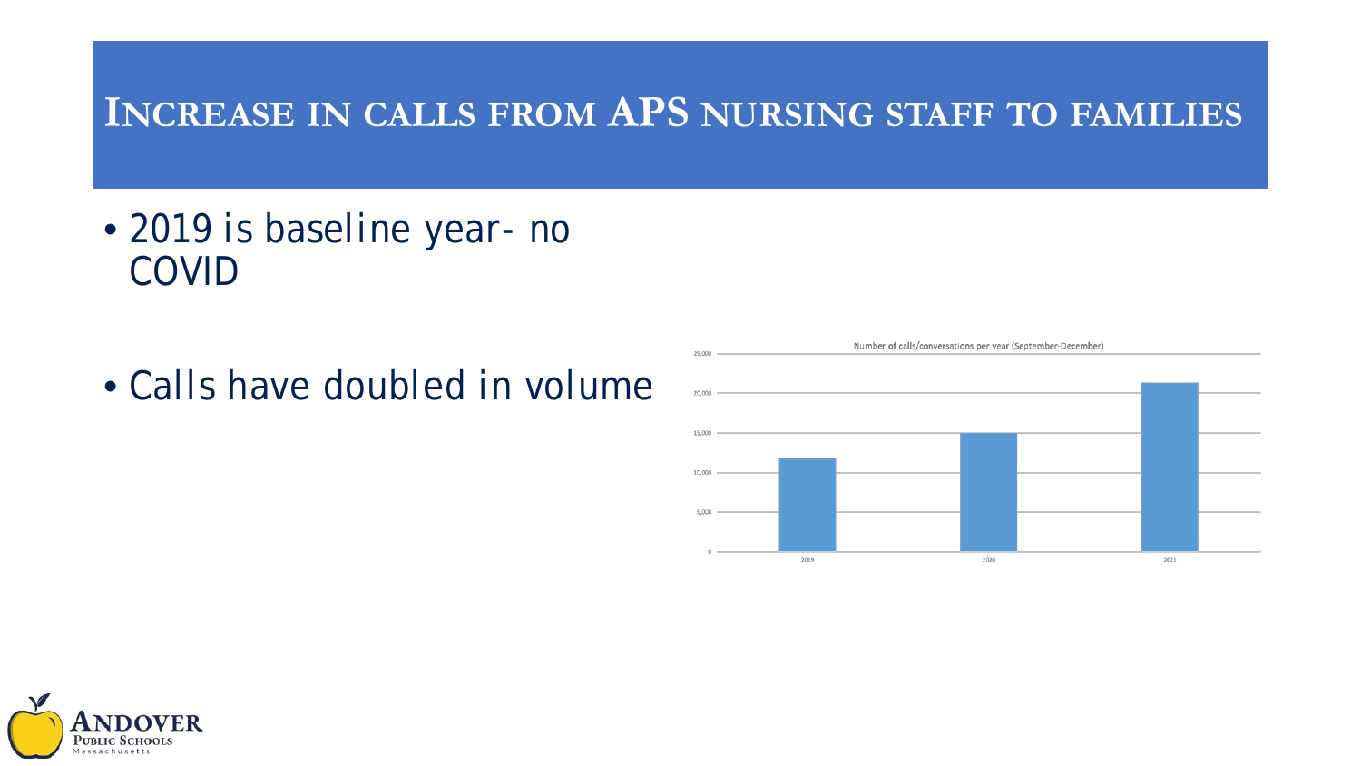# Increase in calls from APS nursing staff to families

- 2019 is baseline year- no COVID
- Calls have doubled in volume

Number of calls/conversations per year (September-December)

25,000
20,000
15,000
10,000
5,000
0

2019 2020 2021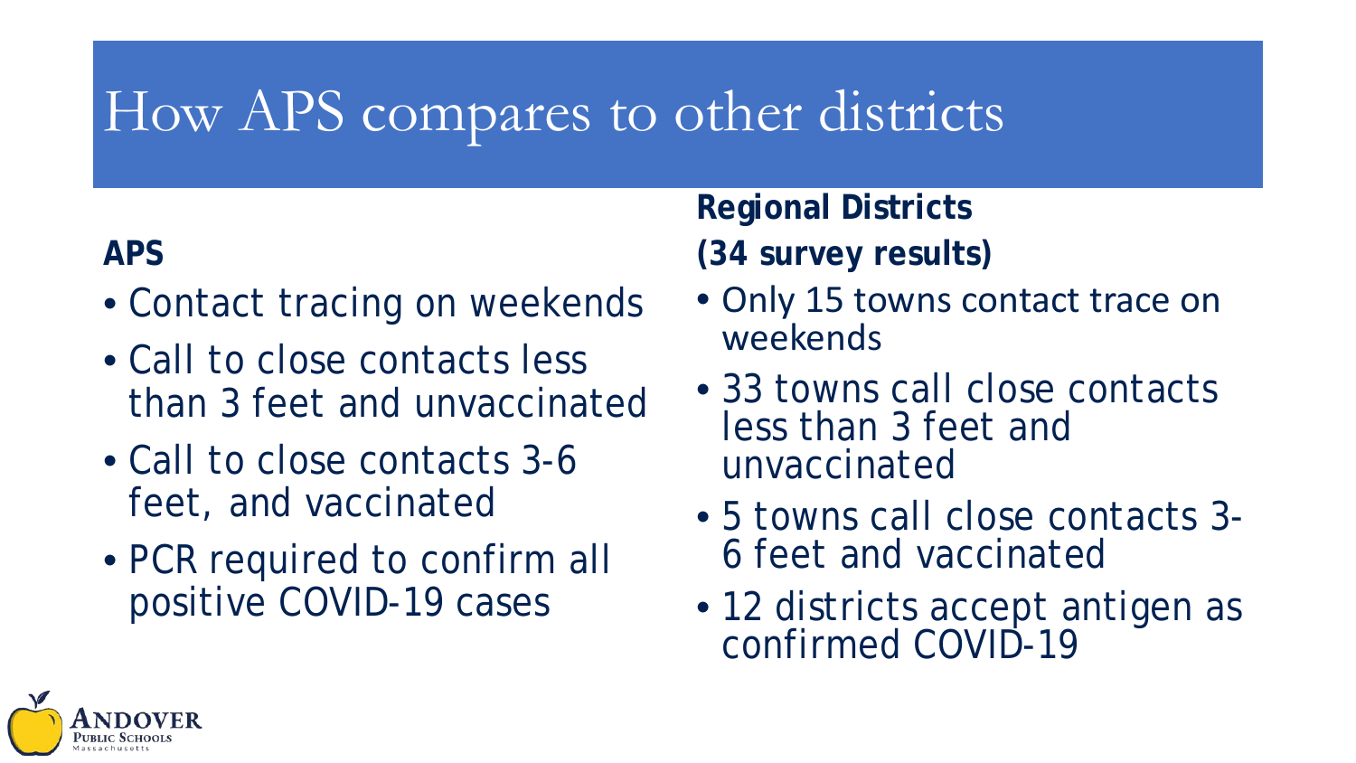# How APS compares to other districts

**APS**

- Contact tracing on weekends
- Call to close contacts less than 3 feet and unvaccinated
- Call to close contacts 3-6 feet, and vaccinated
- PCR required to confirm all positive COVID-19 cases

**Regional Districts**
**(34 survey results)**

- Only 15 towns contact trace on weekends
- 33 towns call close contacts less than 3 feet and unvaccinated
- 5 towns call close contacts 3-6 feet and vaccinated
- 12 districts accept antigen as confirmed COVID-19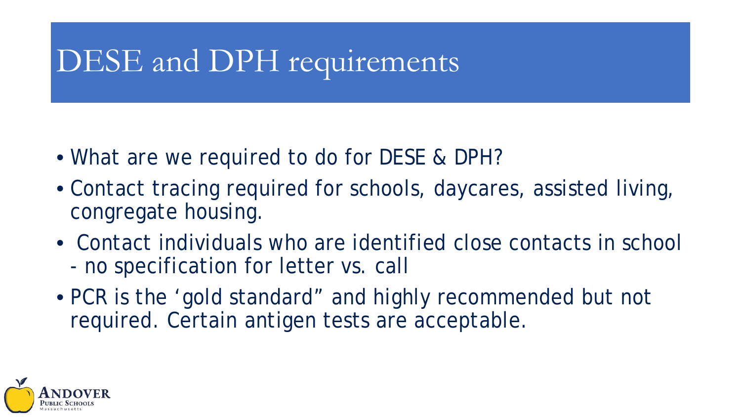# DESE and DPH requirements

- What are we required to do for DESE & DPH?
- Contact tracing required for schools, daycares, assisted living, congregate housing.
- Contact individuals who are identified close contacts in school - no specification for letter vs. call
- PCR is the 'gold standard" and highly recommended but not required. Certain antigen tests are acceptable.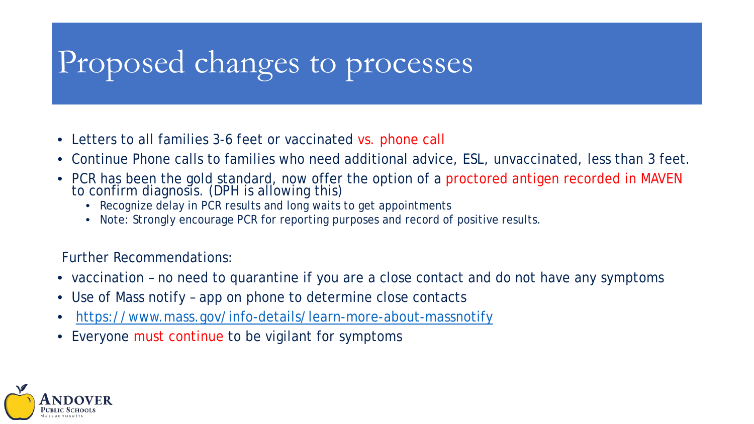# Proposed changes to processes

- Letters to all families 3-6 feet or vaccinated vs. phone call
- Continue Phone calls to families who need additional advice, ESL, unvaccinated, less than 3 feet.
- PCR has been the gold standard, now offer the option of a proctored antigen recorded in MAVEN to confirm diagnosis. (DPH is allowing this)
  - Recognize delay in PCR results and long waits to get appointments
  - Note: Strongly encourage PCR for reporting purposes and record of positive results.

Further Recommendations:

- vaccination – no need to quarantine if you are a close contact and do not have any symptoms
- Use of Mass notify – app on phone to determine close contacts
- https://www.mass.gov/info-details/learn-more-about-massnotify
- Everyone must continue to be vigilant for symptoms

ANDOVER PUBLIC SCHOOLS Massachusetts